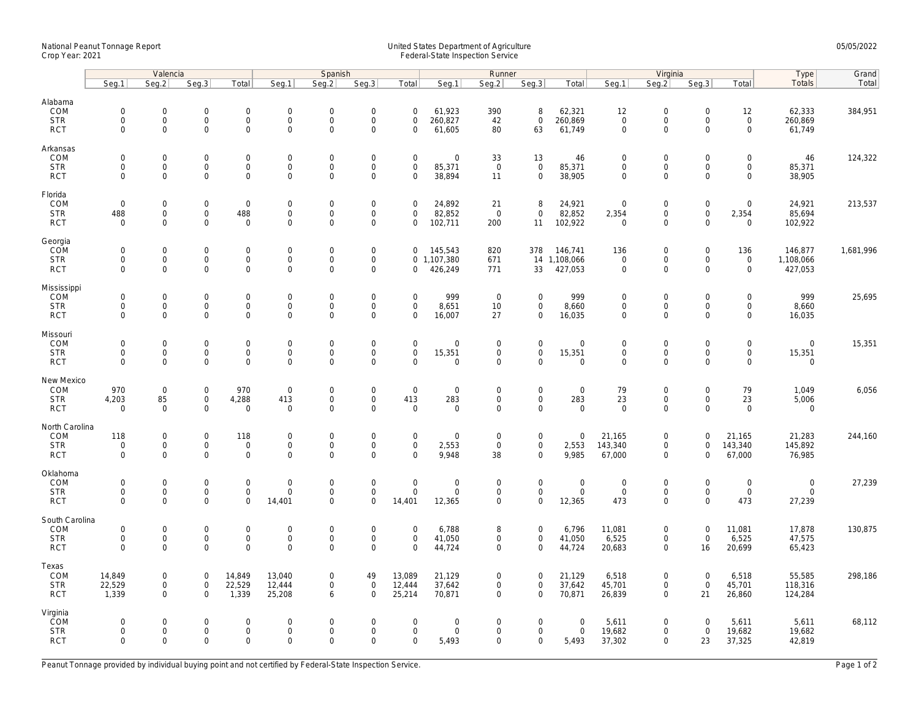National Peanut Tonnage Report
Crop Year: 2021

United States Department of Agriculture
Federal-State Inspection Service

05/05/2022

| | Valencia | | | | Spanish | | | | Runner | | | | Virginia | | | | Type | Grand |
|---|---|---|---|---|---|---|---|---|---|---|---|---|---|---|---|---|---|---|
| | Seg.1 | Seg.2 | Seg.3 | Total | Seg.1 | Seg.2 | Seg.3 | Total | Seg.1 | Seg.2 | Seg.3 | Total | Seg.1 | Seg.2 | Seg.3 | Total | Totals | Total |
| **Alabama** | | | | | | | | | | | | | | | | | | |
| COM | 0 | 0 | 0 | 0 | 0 | 0 | 0 | 0 | 61,923 | 390 | 8 | 62,321 | 12 | 0 | 0 | 12 | 62,333 | 384,951 |
| STR | 0 | 0 | 0 | 0 | 0 | 0 | 0 | 0 | 260,827 | 42 | 0 | 260,869 | 0 | 0 | 0 | 0 | 260,869 | |
| RCT | 0 | 0 | 0 | 0 | 0 | 0 | 0 | 0 | 61,605 | 80 | 63 | 61,749 | 0 | 0 | 0 | 0 | 61,749 | |
| **Arkansas** | | | | | | | | | | | | | | | | | | |
| COM | 0 | 0 | 0 | 0 | 0 | 0 | 0 | 0 | 0 | 33 | 13 | 46 | 0 | 0 | 0 | 0 | 46 | 124,322 |
| STR | 0 | 0 | 0 | 0 | 0 | 0 | 0 | 0 | 85,371 | 0 | 0 | 85,371 | 0 | 0 | 0 | 0 | 85,371 | |
| RCT | 0 | 0 | 0 | 0 | 0 | 0 | 0 | 0 | 38,894 | 11 | 0 | 38,905 | 0 | 0 | 0 | 0 | 38,905 | |
| **Florida** | | | | | | | | | | | | | | | | | | |
| COM | 0 | 0 | 0 | 0 | 0 | 0 | 0 | 0 | 24,892 | 21 | 8 | 24,921 | 0 | 0 | 0 | 0 | 24,921 | 213,537 |
| STR | 488 | 0 | 0 | 488 | 0 | 0 | 0 | 0 | 82,852 | 0 | 0 | 82,852 | 2,354 | 0 | 0 | 2,354 | 85,694 | |
| RCT | 0 | 0 | 0 | 0 | 0 | 0 | 0 | 0 | 102,711 | 200 | 11 | 102,922 | 0 | 0 | 0 | 0 | 102,922 | |
| **Georgia** | | | | | | | | | | | | | | | | | | |
| COM | 0 | 0 | 0 | 0 | 0 | 0 | 0 | 0 | 145,543 | 820 | 378 | 146,741 | 136 | 0 | 0 | 136 | 146,877 | 1,681,996 |
| STR | 0 | 0 | 0 | 0 | 0 | 0 | 0 | 0 | 1,107,380 | 671 | 14 | 1,108,066 | 0 | 0 | 0 | 0 | 1,108,066 | |
| RCT | 0 | 0 | 0 | 0 | 0 | 0 | 0 | 0 | 426,249 | 771 | 33 | 427,053 | 0 | 0 | 0 | 0 | 427,053 | |
| **Mississippi** | | | | | | | | | | | | | | | | | | |
| COM | 0 | 0 | 0 | 0 | 0 | 0 | 0 | 0 | 999 | 0 | 0 | 999 | 0 | 0 | 0 | 0 | 999 | 25,695 |
| STR | 0 | 0 | 0 | 0 | 0 | 0 | 0 | 0 | 8,651 | 10 | 0 | 8,660 | 0 | 0 | 0 | 0 | 8,660 | |
| RCT | 0 | 0 | 0 | 0 | 0 | 0 | 0 | 0 | 16,007 | 27 | 0 | 16,035 | 0 | 0 | 0 | 0 | 16,035 | |
| **Missouri** | | | | | | | | | | | | | | | | | | |
| COM | 0 | 0 | 0 | 0 | 0 | 0 | 0 | 0 | 0 | 0 | 0 | 0 | 0 | 0 | 0 | 0 | 0 | 15,351 |
| STR | 0 | 0 | 0 | 0 | 0 | 0 | 0 | 0 | 15,351 | 0 | 0 | 15,351 | 0 | 0 | 0 | 0 | 15,351 | |
| RCT | 0 | 0 | 0 | 0 | 0 | 0 | 0 | 0 | 0 | 0 | 0 | 0 | 0 | 0 | 0 | 0 | 0 | |
| **New Mexico** | | | | | | | | | | | | | | | | | | |
| COM | 970 | 0 | 0 | 970 | 0 | 0 | 0 | 0 | 0 | 0 | 0 | 0 | 79 | 0 | 0 | 79 | 1,049 | 6,056 |
| STR | 4,203 | 85 | 0 | 4,288 | 413 | 0 | 0 | 413 | 283 | 0 | 0 | 283 | 23 | 0 | 0 | 23 | 5,006 | |
| RCT | 0 | 0 | 0 | 0 | 0 | 0 | 0 | 0 | 0 | 0 | 0 | 0 | 0 | 0 | 0 | 0 | 0 | |
| **North Carolina** | | | | | | | | | | | | | | | | | | |
| COM | 118 | 0 | 0 | 118 | 0 | 0 | 0 | 0 | 0 | 0 | 0 | 0 | 21,165 | 0 | 0 | 21,165 | 21,283 | 244,160 |
| STR | 0 | 0 | 0 | 0 | 0 | 0 | 0 | 0 | 2,553 | 0 | 0 | 2,553 | 143,340 | 0 | 0 | 143,340 | 145,892 | |
| RCT | 0 | 0 | 0 | 0 | 0 | 0 | 0 | 0 | 9,948 | 38 | 0 | 9,985 | 67,000 | 0 | 0 | 67,000 | 76,985 | |
| **Oklahoma** | | | | | | | | | | | | | | | | | | |
| COM | 0 | 0 | 0 | 0 | 0 | 0 | 0 | 0 | 0 | 0 | 0 | 0 | 0 | 0 | 0 | 0 | 0 | 27,239 |
| STR | 0 | 0 | 0 | 0 | 0 | 0 | 0 | 0 | 0 | 0 | 0 | 0 | 0 | 0 | 0 | 0 | 0 | |
| RCT | 0 | 0 | 0 | 0 | 14,401 | 0 | 0 | 14,401 | 12,365 | 0 | 0 | 12,365 | 473 | 0 | 0 | 473 | 27,239 | |
| **South Carolina** | | | | | | | | | | | | | | | | | | |
| COM | 0 | 0 | 0 | 0 | 0 | 0 | 0 | 0 | 6,788 | 8 | 0 | 6,796 | 11,081 | 0 | 0 | 11,081 | 17,878 | 130,875 |
| STR | 0 | 0 | 0 | 0 | 0 | 0 | 0 | 0 | 41,050 | 0 | 0 | 41,050 | 6,525 | 0 | 0 | 6,525 | 47,575 | |
| RCT | 0 | 0 | 0 | 0 | 0 | 0 | 0 | 0 | 44,724 | 0 | 0 | 44,724 | 20,683 | 0 | 16 | 20,699 | 65,423 | |
| **Texas** | | | | | | | | | | | | | | | | | | |
| COM | 14,849 | 0 | 0 | 14,849 | 13,040 | 0 | 49 | 13,089 | 21,129 | 0 | 0 | 21,129 | 6,518 | 0 | 0 | 6,518 | 55,585 | 298,186 |
| STR | 22,529 | 0 | 0 | 22,529 | 12,444 | 0 | 0 | 12,444 | 37,642 | 0 | 0 | 37,642 | 45,701 | 0 | 0 | 45,701 | 118,316 | |
| RCT | 1,339 | 0 | 0 | 1,339 | 25,208 | 6 | 0 | 25,214 | 70,871 | 0 | 0 | 70,871 | 26,839 | 0 | 21 | 26,860 | 124,284 | |
| **Virginia** | | | | | | | | | | | | | | | | | | |
| COM | 0 | 0 | 0 | 0 | 0 | 0 | 0 | 0 | 0 | 0 | 0 | 0 | 5,611 | 0 | 0 | 5,611 | 5,611 | 68,112 |
| STR | 0 | 0 | 0 | 0 | 0 | 0 | 0 | 0 | 0 | 0 | 0 | 0 | 19,682 | 0 | 0 | 19,682 | 19,682 | |
| RCT | 0 | 0 | 0 | 0 | 0 | 0 | 0 | 0 | 5,493 | 0 | 0 | 5,493 | 37,302 | 0 | 23 | 37,325 | 42,819 | |

Peanut Tonnage provided by individual buying point and not certified by Federal-State Inspection Service.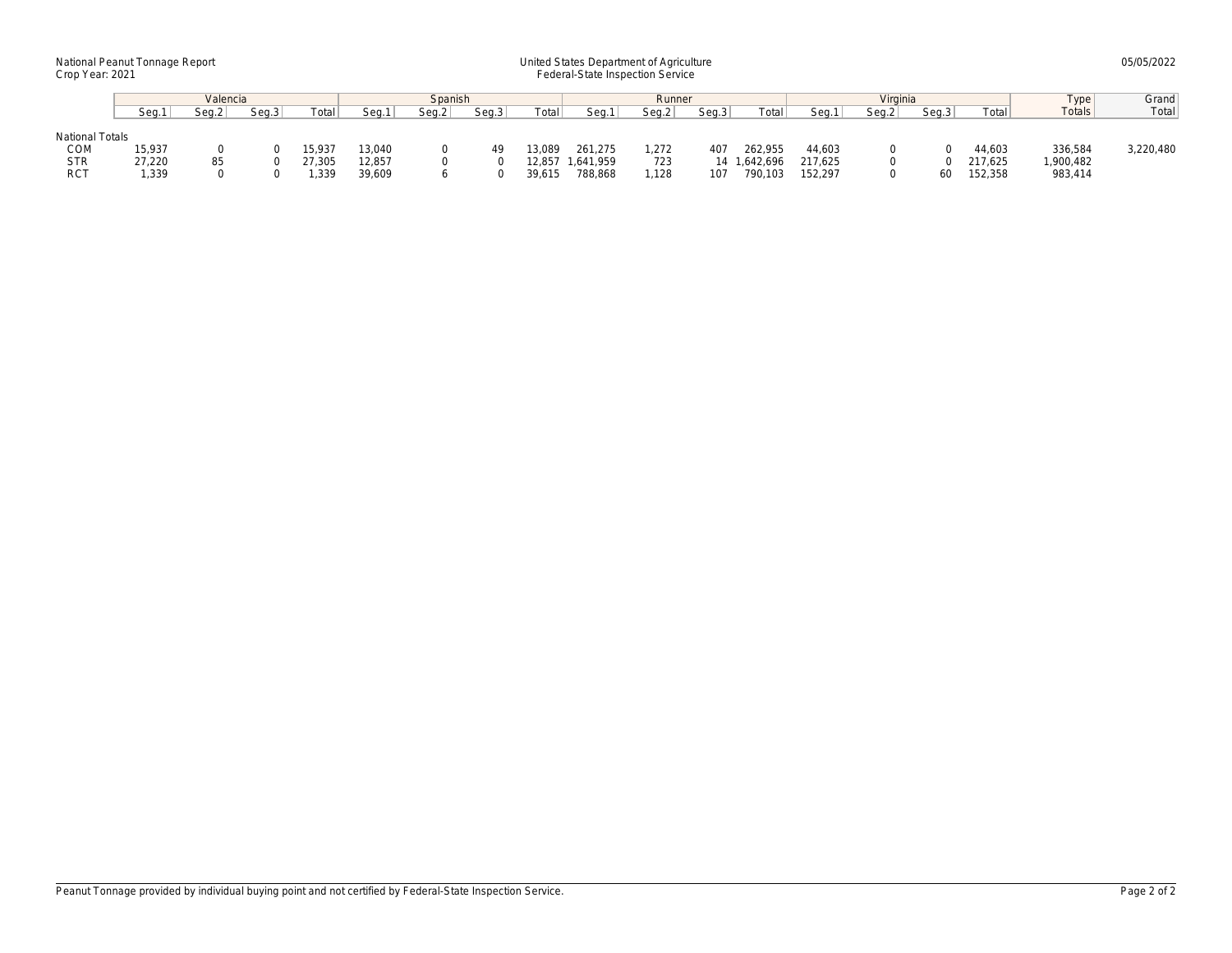National Peanut Tonnage Report
Crop Year: 2021

United States Department of Agriculture
Federal-State Inspection Service

05/05/2022

| | Valencia | | | | Spanish | | | | Runner | | | | Virginia | | | | Type | Grand |
|---|---|---|---|---|---|---|---|---|---|---|---|---|---|---|---|---|---|---|
| | Seg.1 | Seg.2 | Seg.3 | Total | Seg.1 | Seg.2 | Seg.3 | Total | Seg.1 | Seg.2 | Seg.3 | Total | Seg.1 | Seg.2 | Seg.3 | Total | Totals | Total |
| National Totals | | | | | | | | | | | | | | | | | | |
| COM | 15,937 | 0 | 0 | 15,937 | 13,040 | 0 | 49 | 13,089 | 261,275 | 1,272 | 407 | 262,955 | 44,603 | 0 | 0 | 44,603 | 336,584 | 3,220,480 |
| STR | 27,220 | 85 | 0 | 27,305 | 12,857 | 0 | 0 | 12,857 | 1,641,959 | 723 | 14 | 1,642,696 | 217,625 | 0 | 0 | 217,625 | 1,900,482 | |
| RCT | 1,339 | 0 | 0 | 1,339 | 39,609 | 6 | 0 | 39,615 | 788,868 | 1,128 | 107 | 790,103 | 152,297 | 0 | 60 | 152,358 | 983,414 | |

Peanut Tonnage provided by individual buying point and not certified by Federal-State Inspection Service.